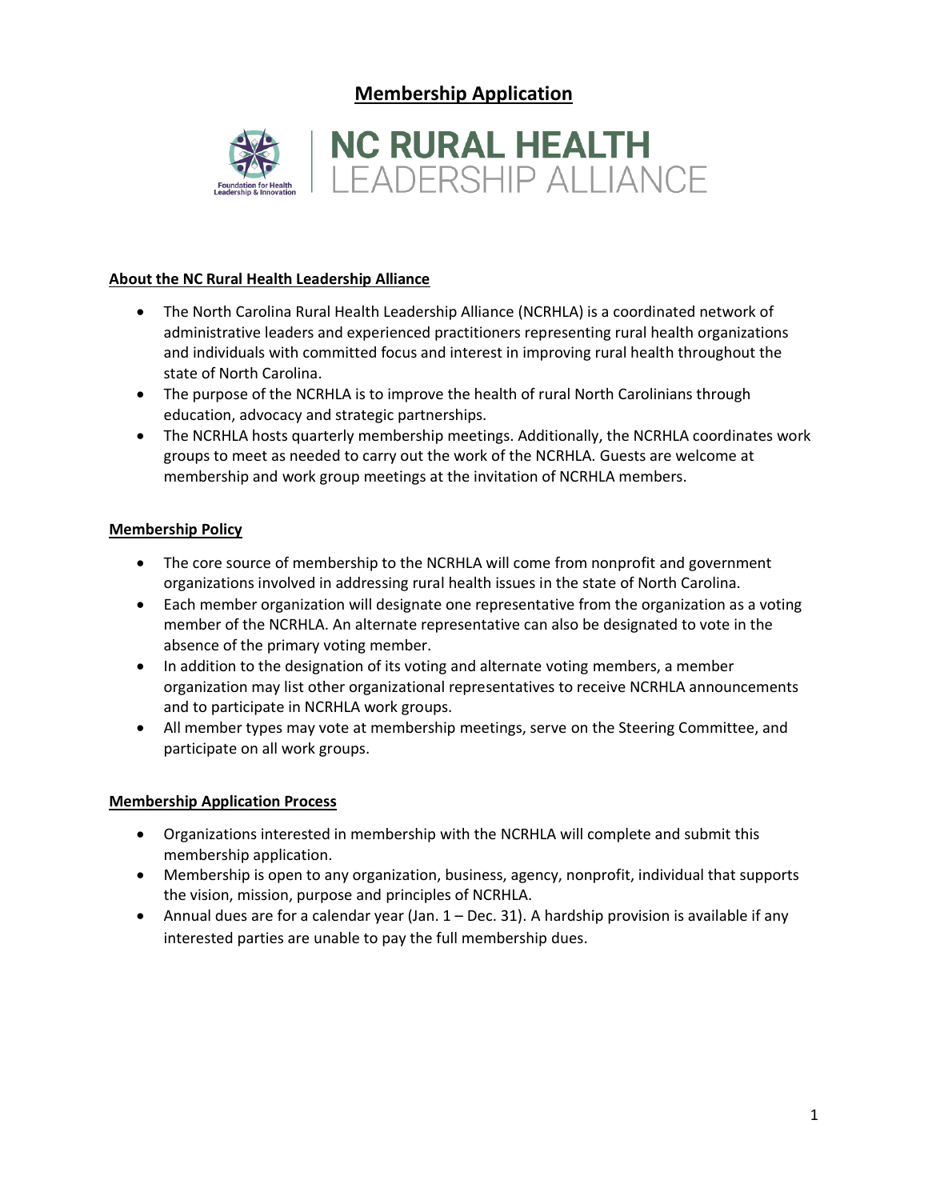# Membership Application

NC RURAL HEALTH LEADERSHIP ALLIANCE

Foundation for Health Leadership & Innovation

## About the NC Rural Health Leadership Alliance

- The North Carolina Rural Health Leadership Alliance (NCRHLA) is a coordinated network of administrative leaders and experienced practitioners representing rural health organizations and individuals with committed focus and interest in improving rural health throughout the state of North Carolina.
- The purpose of the NCRHLA is to improve the health of rural North Carolinians through education, advocacy and strategic partnerships.
- The NCRHLA hosts quarterly membership meetings. Additionally, the NCRHLA coordinates work groups to meet as needed to carry out the work of the NCRHLA. Guests are welcome at membership and work group meetings at the invitation of NCRHLA members.

## Membership Policy

- The core source of membership to the NCRHLA will come from nonprofit and government organizations involved in addressing rural health issues in the state of North Carolina.
- Each member organization will designate one representative from the organization as a voting member of the NCRHLA. An alternate representative can also be designated to vote in the absence of the primary voting member.
- In addition to the designation of its voting and alternate voting members, a member organization may list other organizational representatives to receive NCRHLA announcements and to participate in NCRHLA work groups.
- All member types may vote at membership meetings, serve on the Steering Committee, and participate on all work groups.

## Membership Application Process

- Organizations interested in membership with the NCRHLA will complete and submit this membership application.
- Membership is open to any organization, business, agency, nonprofit, individual that supports the vision, mission, purpose and principles of NCRHLA.
- Annual dues are for a calendar year (Jan. 1 – Dec. 31). A hardship provision is available if any interested parties are unable to pay the full membership dues.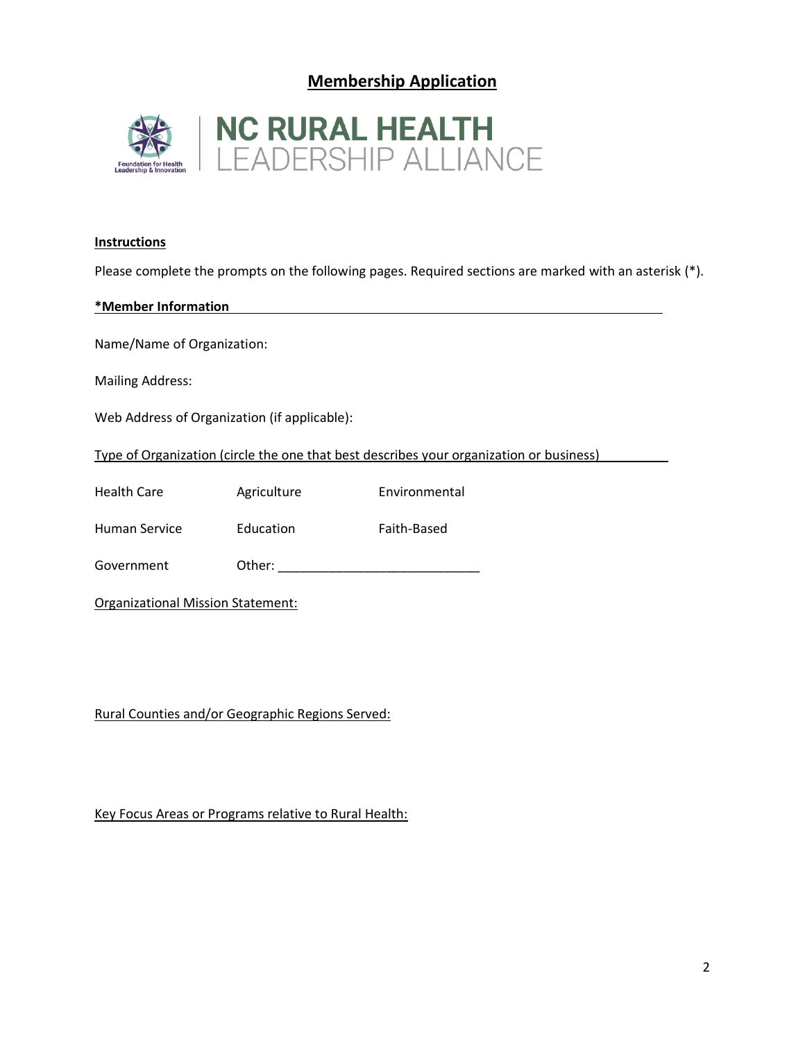# Membership Application

NC RURAL HEALTH
LEADERSHIP ALLIANCE

Foundation for Health Leadership & Innovation

**Instructions**

Please complete the prompts on the following pages. Required sections are marked with an asterisk (*).

**\*Member Information**

Name/Name of Organization:

Mailing Address:

Web Address of Organization (if applicable):

Type of Organization (circle the one that best describes your organization or business)

| | | |
|---|---|---|
| Health Care | Agriculture | Environmental |
| Human Service | Education | Faith-Based |
| Government | Other: ____________________________ | |

Organizational Mission Statement:

Rural Counties and/or Geographic Regions Served:

Key Focus Areas or Programs relative to Rural Health: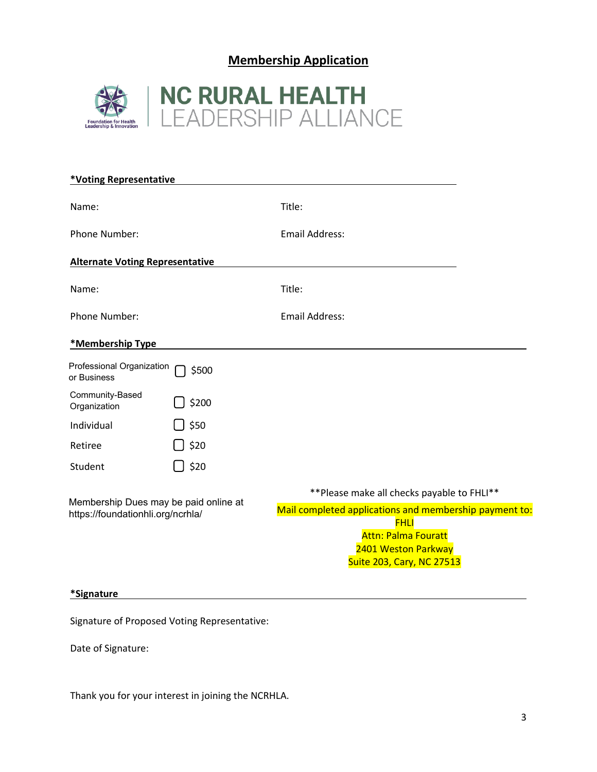# Membership Application

NC RURAL HEALTH LEADERSHIP ALLIANCE

Foundation for Health Leadership & Innovation

**\*Voting Representative**

Name:

Title:

Phone Number:

Email Address:

**Alternate Voting Representative**

Name:

Title:

Phone Number:

Email Address:

**\*Membership Type**

| | |
|---|---|
| Professional Organization or Business | ☐ $500 |
| Community-Based Organization | ☐ $200 |
| Individual | ☐ $50 |
| Retiree | ☐ $20 |
| Student | ☐ $20 |

Membership Dues may be paid online at https://foundationhli.org/ncrhla/

\*\*Please make all checks payable to FHLI\*\*

Mail completed applications and membership payment to:
FHLI
Attn: Palma Fouratt
2401 Weston Parkway
Suite 203, Cary, NC 27513

**\*Signature**

Signature of Proposed Voting Representative:

Date of Signature:

Thank you for your interest in joining the NCRHLA.